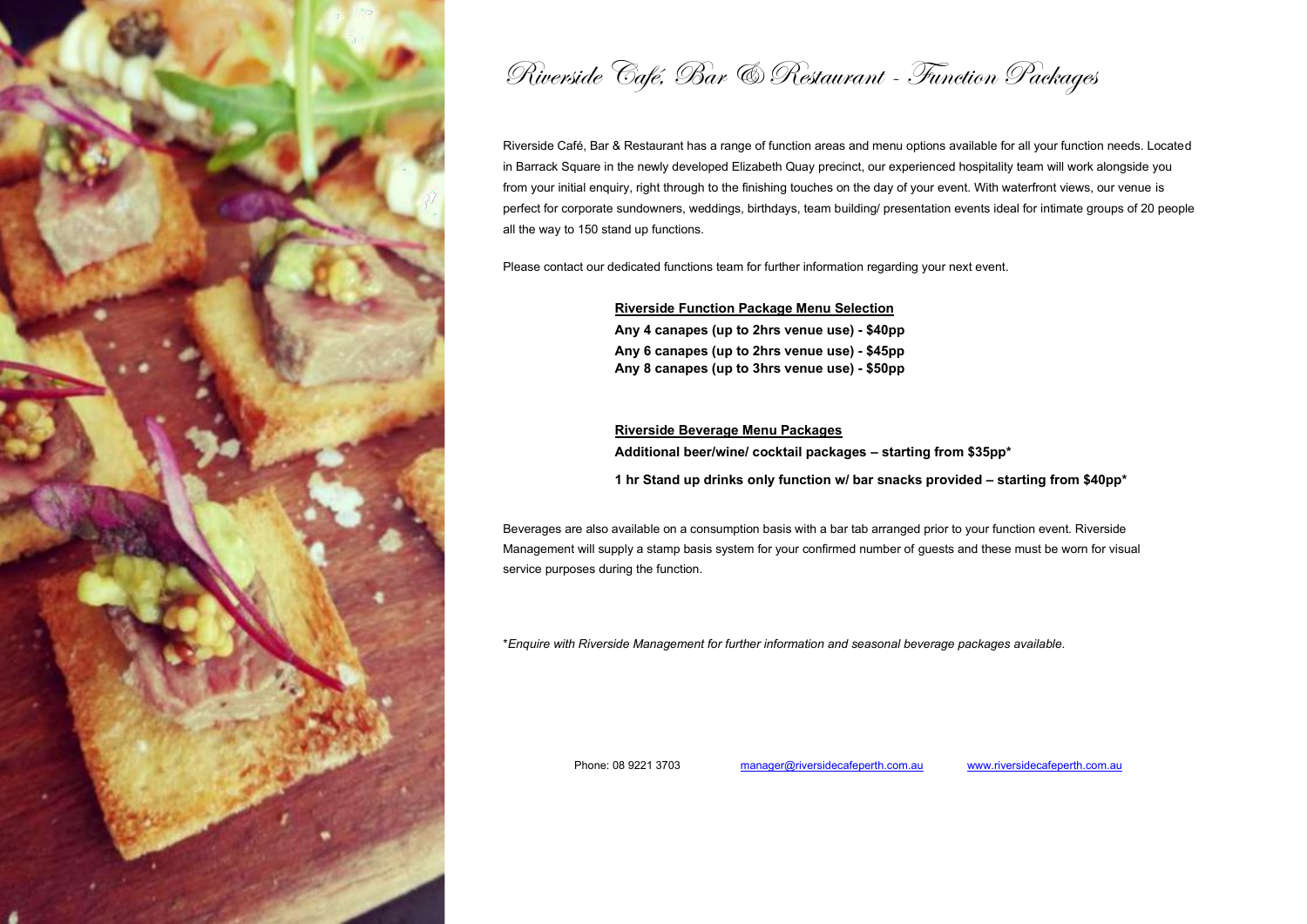# Riverside Café, Bar & Restaurant - Function Packages

Riverside Café, Bar & Restaurant has a range of function areas and menu options available for all your function needs. Located in Barrack Square in the newly developed Elizabeth Quay precinct, our experienced hospitality team will work alongside you from your initial enquiry, right through to the finishing touches on the day of your event. With waterfront views, our venue is perfect for corporate sundowners, weddings, birthdays, team building/ presentation events ideal for intimate groups of 20 people all the way to 150 stand up functions.

Please contact our dedicated functions team for further information regarding your next event.

**Riverside Function Package Menu Selection**

**Any 4 canapes (up to 2hrs venue use) - $40pp**
**Any 6 canapes (up to 2hrs venue use) - $45pp**
**Any 8 canapes (up to 3hrs venue use) - $50pp**

**Riverside Beverage Menu Packages**

**Additional beer/wine/ cocktail packages – starting from $35pp***

**1 hr Stand up drinks only function w/ bar snacks provided – starting from $40pp***

Beverages are also available on a consumption basis with a bar tab arranged prior to your function event. Riverside Management will supply a stamp basis system for your confirmed number of guests and these must be worn for visual service purposes during the function.

**Enquire with Riverside Management for further information and seasonal beverage packages available.*

Phone: 08 9221 3703    manager@riversidecafeperth.com.au    www.riversidecafeperth.com.au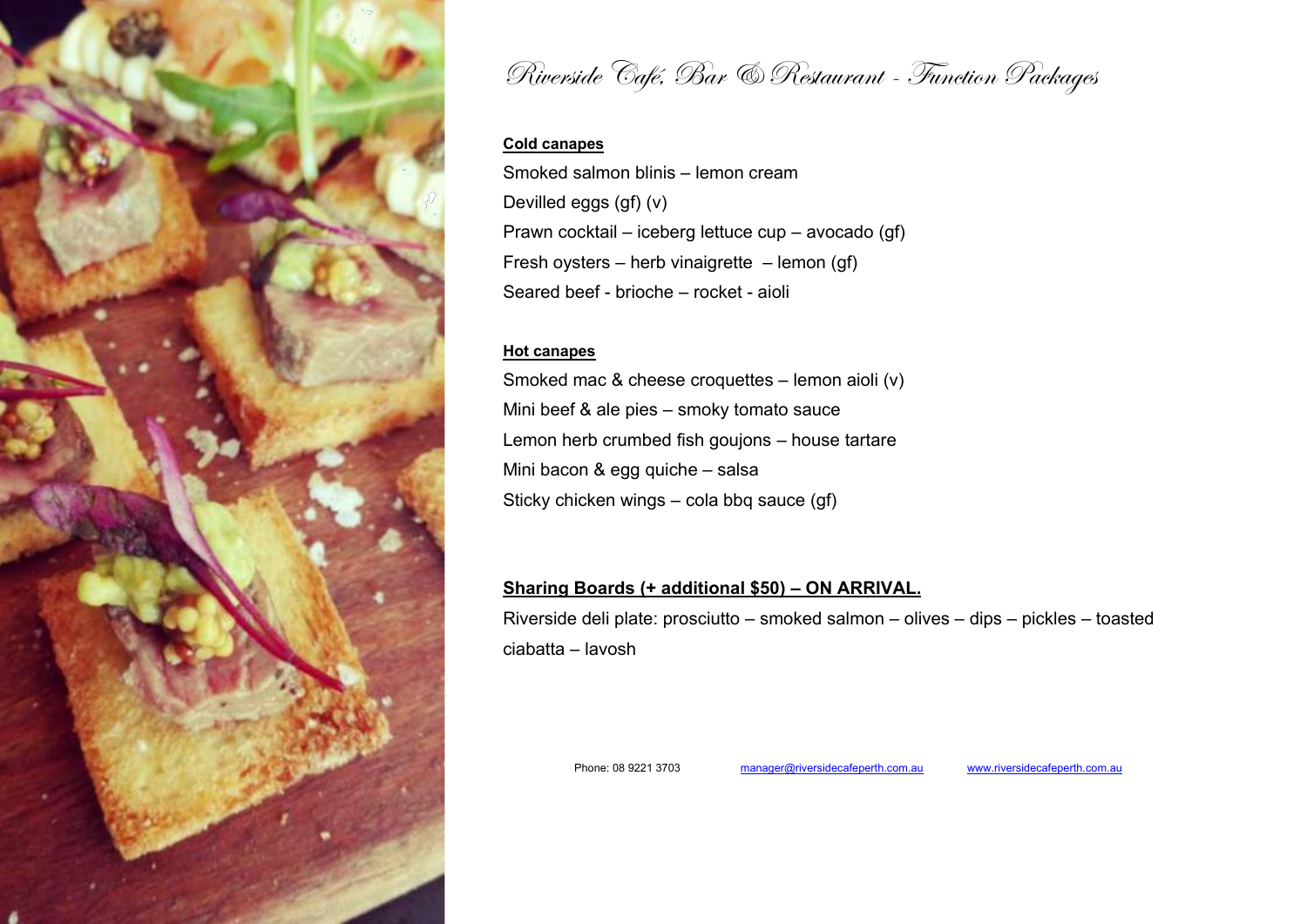# Riverside Café, Bar & Restaurant - Function Packages

**Cold canapes**

Smoked salmon blinis – lemon cream

Devilled eggs (gf) (v)

Prawn cocktail – iceberg lettuce cup – avocado (gf)

Fresh oysters – herb vinaigrette – lemon (gf)

Seared beef - brioche – rocket - aioli

**Hot canapes**

Smoked mac & cheese croquettes – lemon aioli (v)

Mini beef & ale pies – smoky tomato sauce

Lemon herb crumbed fish goujons – house tartare

Mini bacon & egg quiche – salsa

Sticky chicken wings – cola bbq sauce (gf)

**Sharing Boards (+ additional $50) – ON ARRIVAL.**

Riverside deli plate: prosciutto – smoked salmon – olives – dips – pickles – toasted ciabatta – lavosh

Phone: 08 9221 3703 manager@riversidecafeperth.com.au www.riversidecafeperth.com.au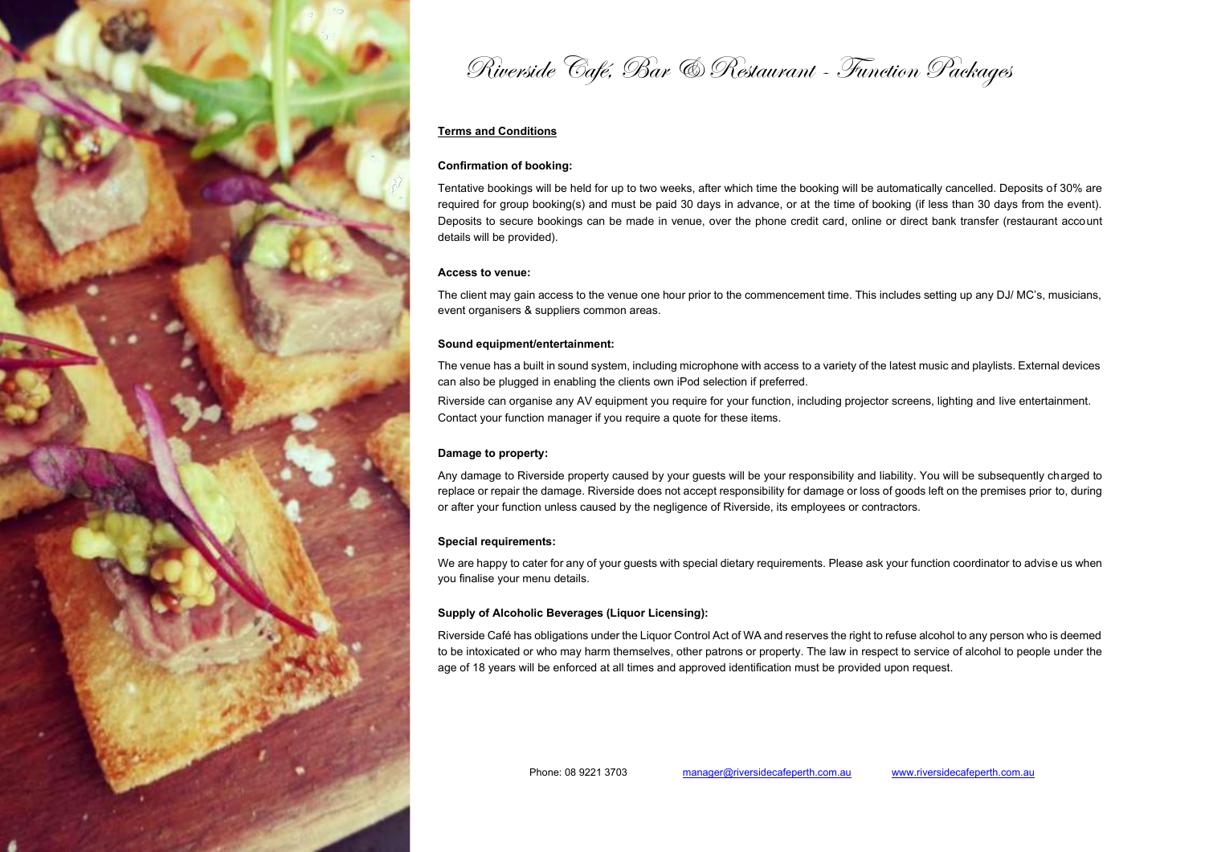# Riverside Café, Bar & Restaurant - Function Packages

**Terms and Conditions**

**Confirmation of booking:**

Tentative bookings will be held for up to two weeks, after which time the booking will be automatically cancelled. Deposits of 30% are required for group booking(s) and must be paid 30 days in advance, or at the time of booking (if less than 30 days from the event). Deposits to secure bookings can be made in venue, over the phone credit card, online or direct bank transfer (restaurant account details will be provided).

**Access to venue:**

The client may gain access to the venue one hour prior to the commencement time. This includes setting up any DJ/ MC's, musicians, event organisers & suppliers common areas.

**Sound equipment/entertainment:**

The venue has a built in sound system, including microphone with access to a variety of the latest music and playlists. External devices can also be plugged in enabling the clients own iPod selection if preferred.

Riverside can organise any AV equipment you require for your function, including projector screens, lighting and live entertainment. Contact your function manager if you require a quote for these items.

**Damage to property:**

Any damage to Riverside property caused by your guests will be your responsibility and liability. You will be subsequently charged to replace or repair the damage. Riverside does not accept responsibility for damage or loss of goods left on the premises prior to, during or after your function unless caused by the negligence of Riverside, its employees or contractors.

**Special requirements:**

We are happy to cater for any of your guests with special dietary requirements. Please ask your function coordinator to advise us when you finalise your menu details.

**Supply of Alcoholic Beverages (Liquor Licensing):**

Riverside Café has obligations under the Liquor Control Act of WA and reserves the right to refuse alcohol to any person who is deemed to be intoxicated or who may harm themselves, other patrons or property. The law in respect to service of alcohol to people under the age of 18 years will be enforced at all times and approved identification must be provided upon request.

Phone: 08 9221 3703 manager@riversidecafeperth.com.au www.riversidecafeperth.com.au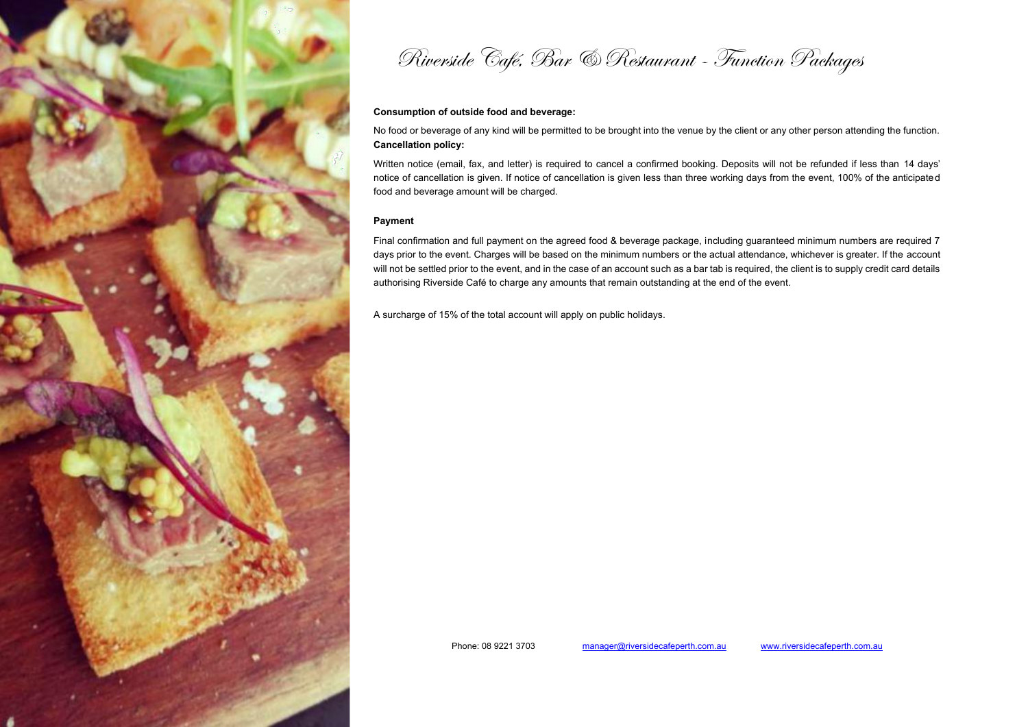# Riverside Café, Bar & Restaurant - Function Packages

**Consumption of outside food and beverage:**

No food or beverage of any kind will be permitted to be brought into the venue by the client or any other person attending the function.

**Cancellation policy:**

Written notice (email, fax, and letter) is required to cancel a confirmed booking. Deposits will not be refunded if less than 14 days' notice of cancellation is given. If notice of cancellation is given less than three working days from the event, 100% of the anticipated food and beverage amount will be charged.

**Payment**

Final confirmation and full payment on the agreed food & beverage package, including guaranteed minimum numbers are required 7 days prior to the event. Charges will be based on the minimum numbers or the actual attendance, whichever is greater. If the account will not be settled prior to the event, and in the case of an account such as a bar tab is required, the client is to supply credit card details authorising Riverside Café to charge any amounts that remain outstanding at the end of the event.

A surcharge of 15% of the total account will apply on public holidays.

Phone: 08 9221 3703 manager@riversidecafeperth.com.au www.riversidecafeperth.com.au